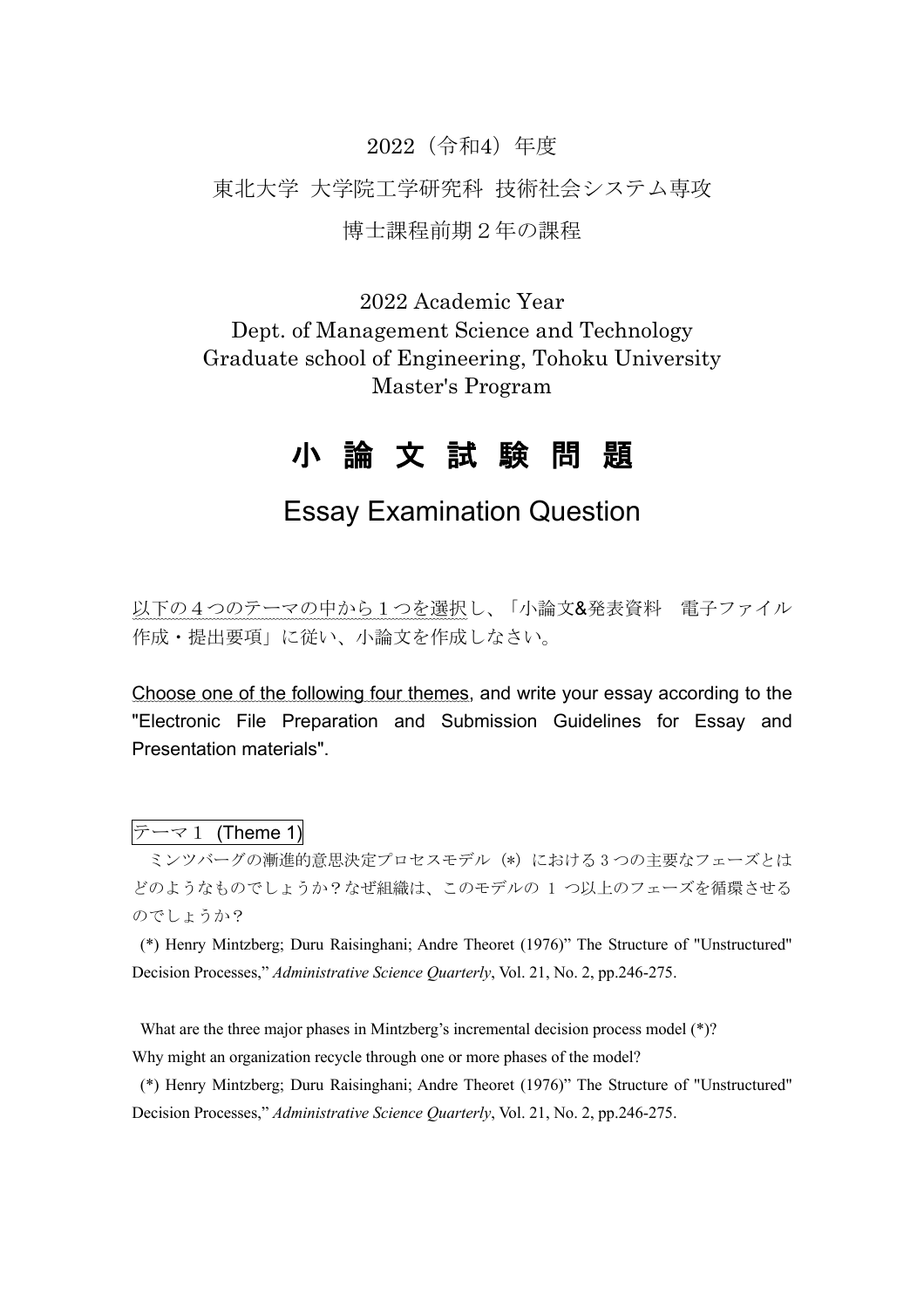2022（令和4）年度

東北大学 大学院工学研究科 技術社会システム専攻

博士課程前期２年の課程

2022 Academic Year
Dept. of Management Science and Technology
Graduate school of Engineering, Tohoku University
Master's Program

# 小 論 文 試 験 問 題

## Essay Examination Question

以下の４つのテーマの中から１つを選択し、「小論文&発表資料　電子ファイル作成・提出要項」に従い、小論文を作成しなさい。

Choose one of the following four themes, and write your essay according to the "Electronic File Preparation and Submission Guidelines for Essay and Presentation materials".

### テーマ１ (Theme 1)

ミンツバーグの漸進的意思決定プロセスモデル（*）における３つの主要なフェーズとはどのようなものでしょうか？なぜ組織は、このモデルの １ つ以上のフェーズを循環させるのでしょうか？

(*) Henry Mintzberg; Duru Raisinghani; Andre Theoret (1976)" The Structure of "Unstructured" Decision Processes," *Administrative Science Quarterly*, Vol. 21, No. 2, pp.246-275.

What are the three major phases in Mintzberg's incremental decision process model (*)? Why might an organization recycle through one or more phases of the model?

(*) Henry Mintzberg; Duru Raisinghani; Andre Theoret (1976)" The Structure of "Unstructured" Decision Processes," *Administrative Science Quarterly*, Vol. 21, No. 2, pp.246-275.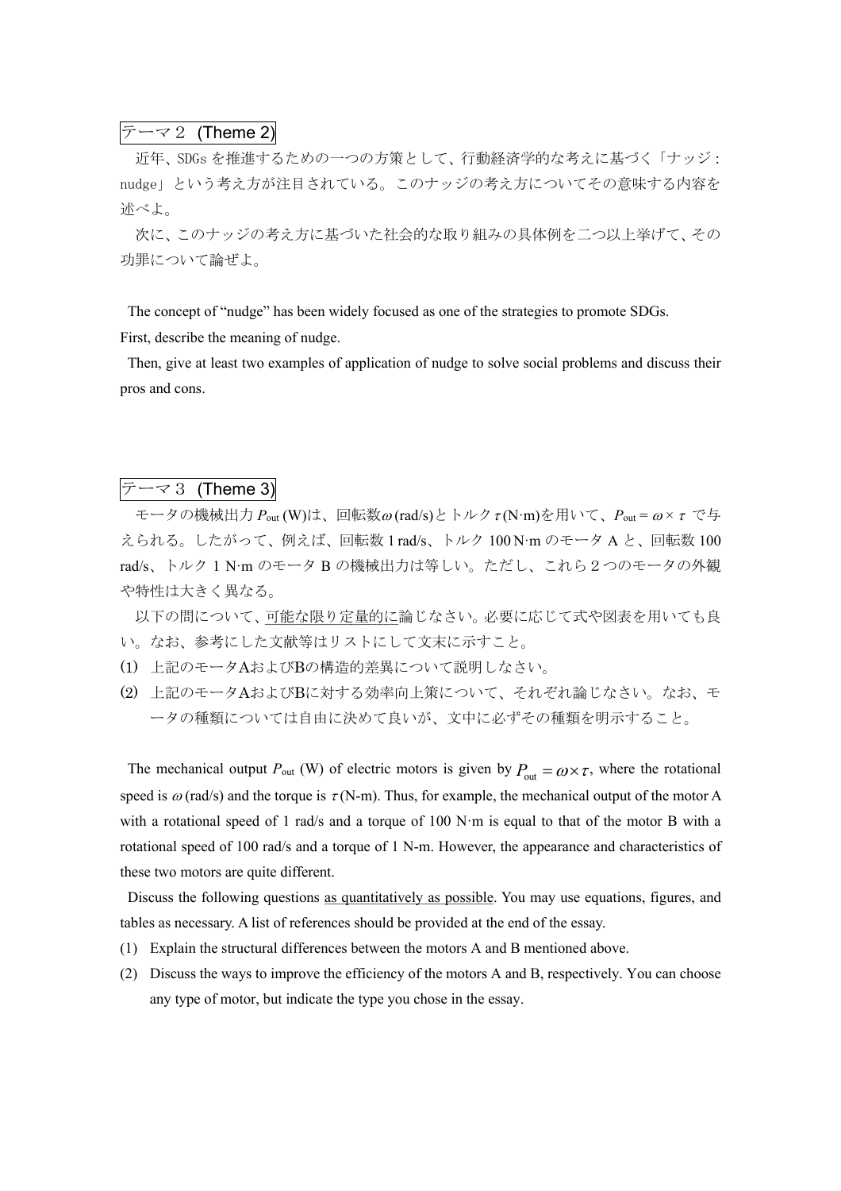## テーマ２ (Theme 2)

近年、SDGs を推進するための一つの方策として、行動経済学的な考えに基づく「ナッジ : nudge」という考え方が注目されている。このナッジの考え方についてその意味する内容を述べよ。

次に、このナッジの考え方に基づいた社会的な取り組みの具体例を二つ以上挙げて、その功罪について論ぜよ。

The concept of “nudge” has been widely focused as one of the strategies to promote SDGs.
First, describe the meaning of nudge.

Then, give at least two examples of application of nudge to solve social problems and discuss their pros and cons.

## テーマ３ (Theme 3)

モータの機械出力 $P_{\mathrm{out}}$ (W)は、回転数$\omega$ (rad/s)とトルク$\tau$ (N·m)を用いて、$P_{\mathrm{out}} = \omega \times \tau$ で与えられる。したがって、例えば、回転数 1 rad/s、トルク 100 N·m のモータ A と、回転数 100 rad/s、トルク 1 N·m のモータ B の機械出力は等しい。ただし、これら２つのモータの外観や特性は大きく異なる。

以下の問について、可能な限り定量的に論じなさい。必要に応じて式や図表を用いても良い。なお、参考にした文献等はリストにして文末に示すこと。

(1) 上記のモータAおよびBの構造的差異について説明しなさい。
(2) 上記のモータAおよびBに対する効率向上策について、それぞれ論じなさい。なお、モータの種類については自由に決めて良いが、文中に必ずその種類を明示すること。

The mechanical output $P_{\mathrm{out}}$ (W) of electric motors is given by $P_{\mathrm{out}} = \omega \times \tau$, where the rotational speed is $\omega$ (rad/s) and the torque is $\tau$ (N-m). Thus, for example, the mechanical output of the motor A with a rotational speed of 1 rad/s and a torque of 100 N·m is equal to that of the motor B with a rotational speed of 100 rad/s and a torque of 1 N-m. However, the appearance and characteristics of these two motors are quite different.

Discuss the following questions as quantitatively as possible. You may use equations, figures, and tables as necessary. A list of references should be provided at the end of the essay.

(1) Explain the structural differences between the motors A and B mentioned above.
(2) Discuss the ways to improve the efficiency of the motors A and B, respectively. You can choose any type of motor, but indicate the type you chose in the essay.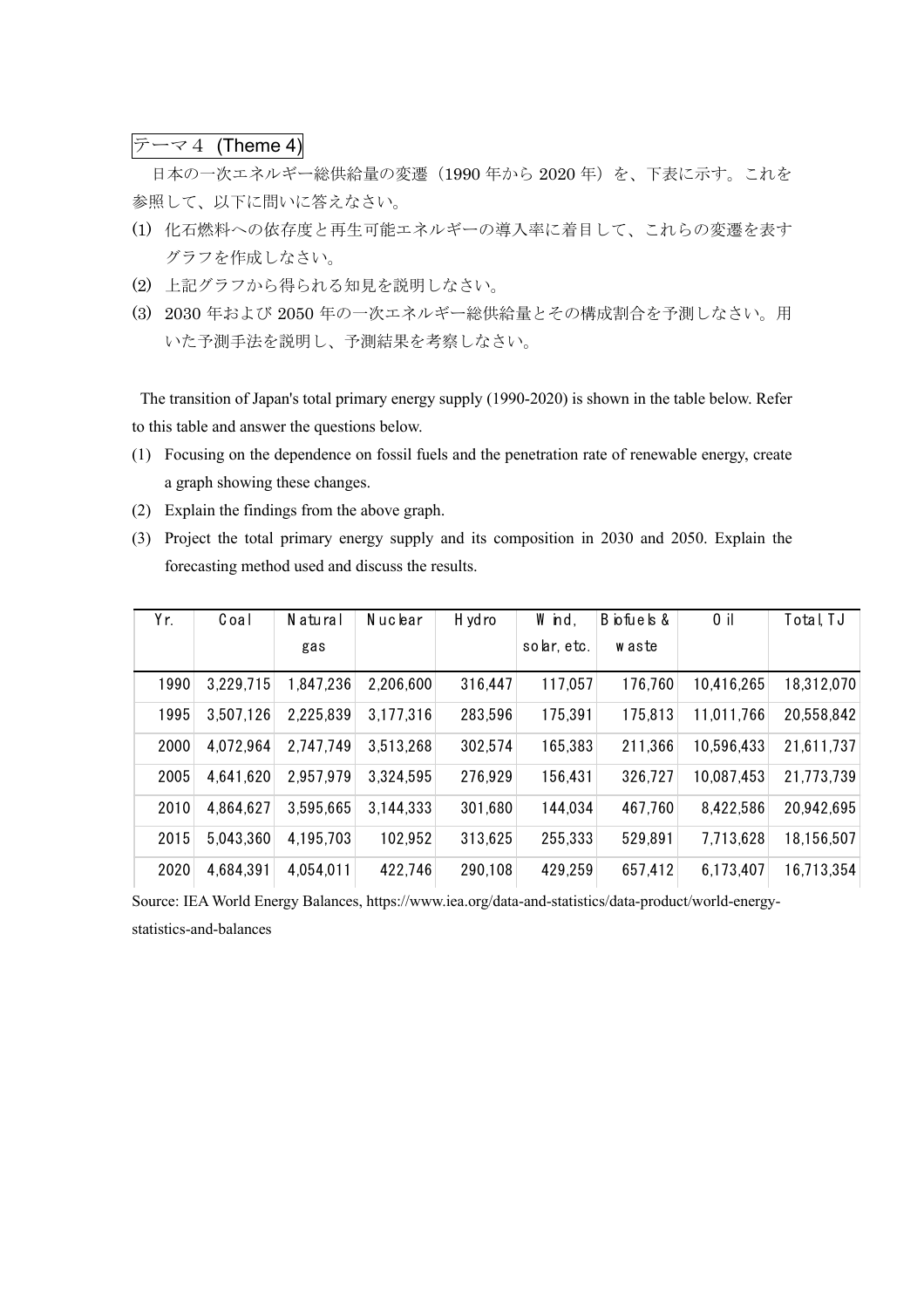テーマ４ (Theme 4)

日本の一次エネルギー総供給量の変遷（1990 年から 2020 年）を、下表に示す。これを参照して、以下に問いに答えなさい。

(1) 化石燃料への依存度と再生可能エネルギーの導入率に着目して、これらの変遷を表すグラフを作成しなさい。
(2) 上記グラフから得られる知見を説明しなさい。
(3) 2030 年および 2050 年の一次エネルギー総供給量とその構成割合を予測しなさい。用いた予測手法を説明し、予測結果を考察しなさい。

The transition of Japan's total primary energy supply (1990-2020) is shown in the table below. Refer to this table and answer the questions below.

(1) Focusing on the dependence on fossil fuels and the penetration rate of renewable energy, create a graph showing these changes.
(2) Explain the findings from the above graph.
(3) Project the total primary energy supply and its composition in 2030 and 2050. Explain the forecasting method used and discuss the results.

| Yr. | Coal | Natural gas | Nuclear | Hydro | Wind, solar, etc. | Biofuels & waste | Oil | Total, TJ |
|---|---|---|---|---|---|---|---|---|
| 1990 | 3,229,715 | 1,847,236 | 2,206,600 | 316,447 | 117,057 | 176,760 | 10,416,265 | 18,312,070 |
| 1995 | 3,507,126 | 2,225,839 | 3,177,316 | 283,596 | 175,391 | 175,813 | 11,011,766 | 20,558,842 |
| 2000 | 4,072,964 | 2,747,749 | 3,513,268 | 302,574 | 165,383 | 211,366 | 10,596,433 | 21,611,737 |
| 2005 | 4,641,620 | 2,957,979 | 3,324,595 | 276,929 | 156,431 | 326,727 | 10,087,453 | 21,773,739 |
| 2010 | 4,864,627 | 3,595,665 | 3,144,333 | 301,680 | 144,034 | 467,760 | 8,422,586 | 20,942,695 |
| 2015 | 5,043,360 | 4,195,703 | 102,952 | 313,625 | 255,333 | 529,891 | 7,713,628 | 18,156,507 |
| 2020 | 4,684,391 | 4,054,011 | 422,746 | 290,108 | 429,259 | 657,412 | 6,173,407 | 16,713,354 |

Source: IEA World Energy Balances, https://www.iea.org/data-and-statistics/data-product/world-energy-statistics-and-balances